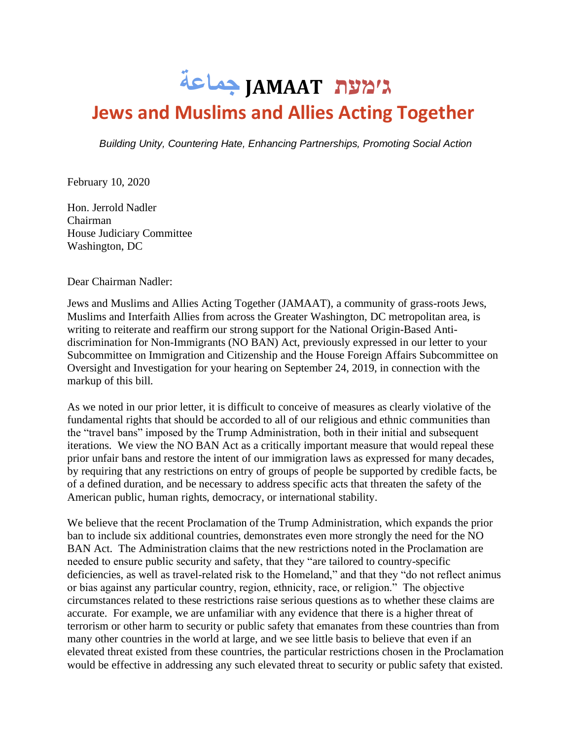# جماعة JAMAAT ג'מעת

## Jews and Muslims and Allies Acting Together

*Building Unity, Countering Hate, Enhancing Partnerships, Promoting Social Action*

February 10, 2020

Hon. Jerrold Nadler
Chairman
House Judiciary Committee
Washington, DC

Dear Chairman Nadler:

Jews and Muslims and Allies Acting Together (JAMAAT), a community of grass-roots Jews, Muslims and Interfaith Allies from across the Greater Washington, DC metropolitan area, is writing to reiterate and reaffirm our strong support for the National Origin-Based Anti-discrimination for Non-Immigrants (NO BAN) Act, previously expressed in our letter to your Subcommittee on Immigration and Citizenship and the House Foreign Affairs Subcommittee on Oversight and Investigation for your hearing on September 24, 2019, in connection with the markup of this bill.

As we noted in our prior letter, it is difficult to conceive of measures as clearly violative of the fundamental rights that should be accorded to all of our religious and ethnic communities than the "travel bans" imposed by the Trump Administration, both in their initial and subsequent iterations. We view the NO BAN Act as a critically important measure that would repeal these prior unfair bans and restore the intent of our immigration laws as expressed for many decades, by requiring that any restrictions on entry of groups of people be supported by credible facts, be of a defined duration, and be necessary to address specific acts that threaten the safety of the American public, human rights, democracy, or international stability.

We believe that the recent Proclamation of the Trump Administration, which expands the prior ban to include six additional countries, demonstrates even more strongly the need for the NO BAN Act. The Administration claims that the new restrictions noted in the Proclamation are needed to ensure public security and safety, that they "are tailored to country-specific deficiencies, as well as travel-related risk to the Homeland," and that they "do not reflect animus or bias against any particular country, region, ethnicity, race, or religion." The objective circumstances related to these restrictions raise serious questions as to whether these claims are accurate. For example, we are unfamiliar with any evidence that there is a higher threat of terrorism or other harm to security or public safety that emanates from these countries than from many other countries in the world at large, and we see little basis to believe that even if an elevated threat existed from these countries, the particular restrictions chosen in the Proclamation would be effective in addressing any such elevated threat to security or public safety that existed.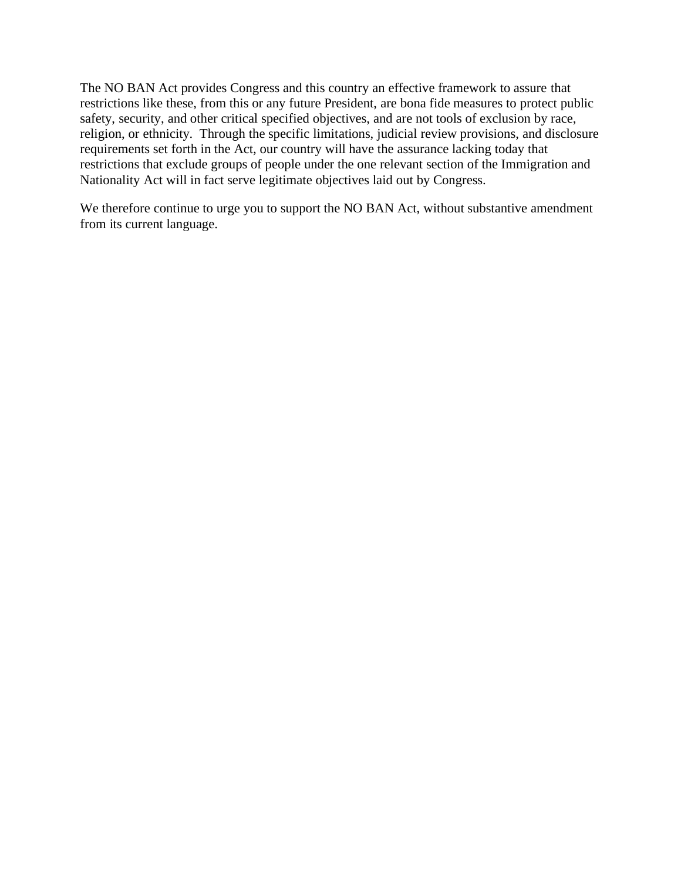The NO BAN Act provides Congress and this country an effective framework to assure that restrictions like these, from this or any future President, are bona fide measures to protect public safety, security, and other critical specified objectives, and are not tools of exclusion by race, religion, or ethnicity. Through the specific limitations, judicial review provisions, and disclosure requirements set forth in the Act, our country will have the assurance lacking today that restrictions that exclude groups of people under the one relevant section of the Immigration and Nationality Act will in fact serve legitimate objectives laid out by Congress.

We therefore continue to urge you to support the NO BAN Act, without substantive amendment from its current language.